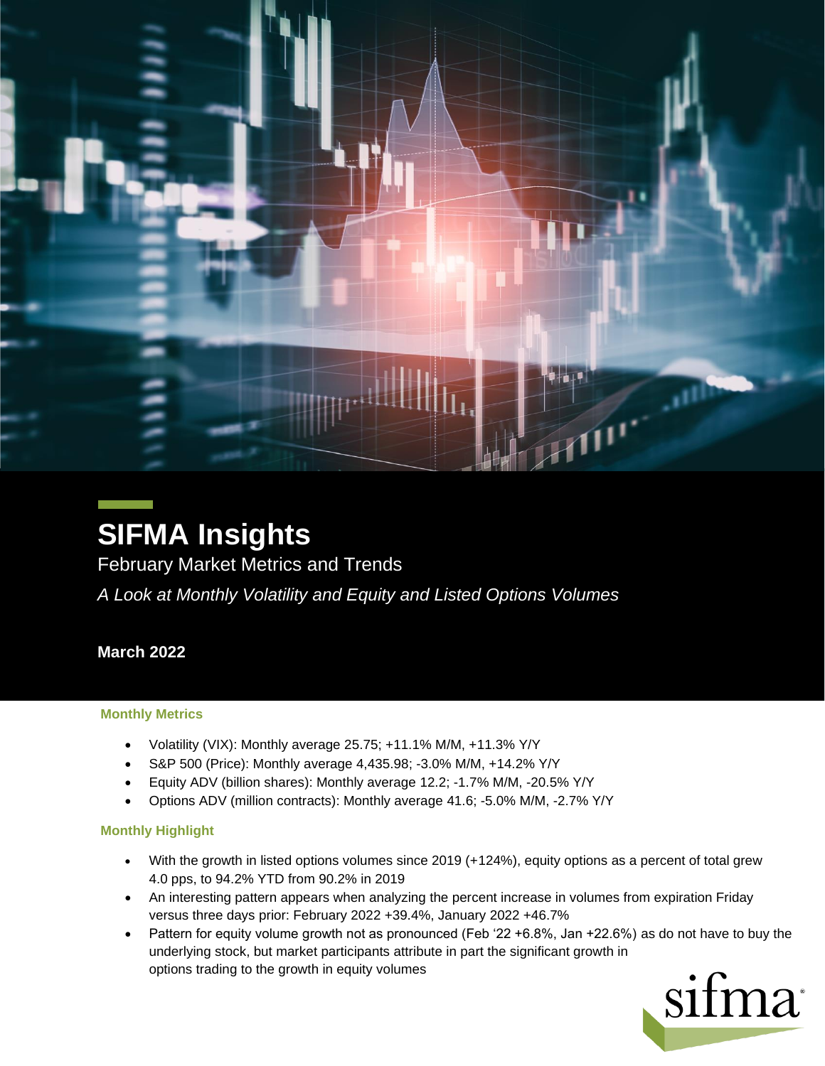# SIFMA Insights

February Market Metrics and Trends

*A Look at Monthly Volatility and Equity and Listed Options Volumes*

**March 2022**

### Monthly Metrics

- Volatility (VIX): Monthly average 25.75; +11.1% M/M, +11.3% Y/Y
- S&P 500 (Price): Monthly average 4,435.98; -3.0% M/M, +14.2% Y/Y
- Equity ADV (billion shares): Monthly average 12.2; -1.7% M/M, -20.5% Y/Y
- Options ADV (million contracts): Monthly average 41.6; -5.0% M/M, -2.7% Y/Y

### Monthly Highlight

- With the growth in listed options volumes since 2019 (+124%), equity options as a percent of total grew 4.0 pps, to 94.2% YTD from 90.2% in 2019
- An interesting pattern appears when analyzing the percent increase in volumes from expiration Friday versus three days prior: February 2022 +39.4%, January 2022 +46.7%
- Pattern for equity volume growth not as pronounced (Feb '22 +6.8%, Jan +22.6%) as do not have to buy the underlying stock, but market participants attribute in part the significant growth in options trading to the growth in equity volumes

sifma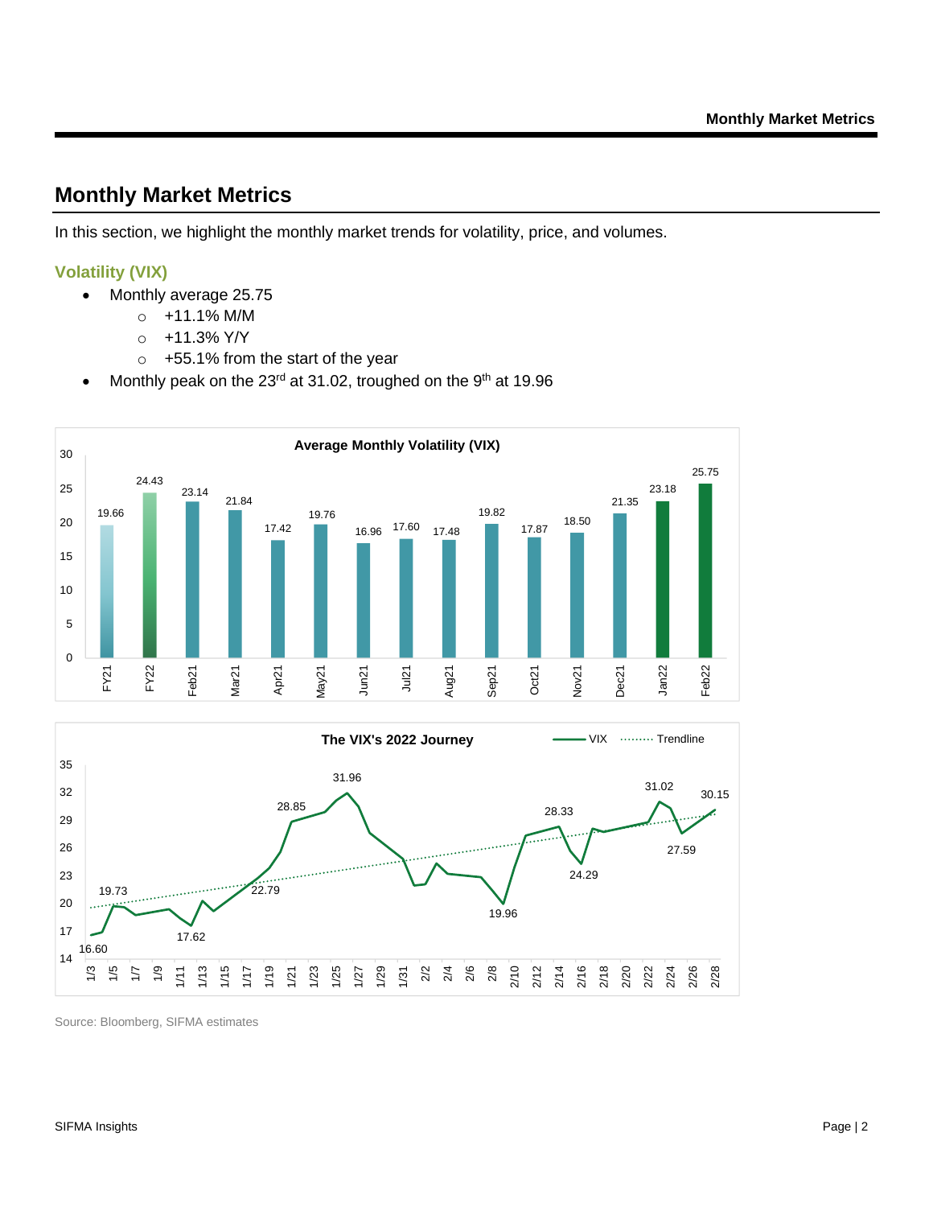# Monthly Market Metrics

In this section, we highlight the monthly market trends for volatility, price, and volumes.

### Volatility (VIX)

- Monthly average 25.75
  - +11.1% M/M
  - +11.3% Y/Y
  - +55.1% from the start of the year
- Monthly peak on the 23rd at 31.02, troughed on the 9th at 19.96

**Average Monthly Volatility (VIX)**

| FY21 | FY22 | Feb21 | Mar21 | Apr21 | May21 | Jun21 | Jul21 | Aug21 | Sep21 | Oct21 | Nov21 | Dec21 | Jan22 | Feb22 |
|---|---|---|---|---|---|---|---|---|---|---|---|---|---|---|
| 19.66 | 24.43 | 23.14 | 21.84 | 17.42 | 19.76 | 16.96 | 17.60 | 17.48 | 19.82 | 17.87 | 18.50 | 21.35 | 23.18 | 25.75 |

**The VIX's 2022 Journey**

Labeled points: 16.60, 19.73, 17.62, 22.79, 28.85, 31.96, 19.96, 28.33, 24.29, 31.02, 27.59, 30.15

Source: Bloomberg, SIFMA estimates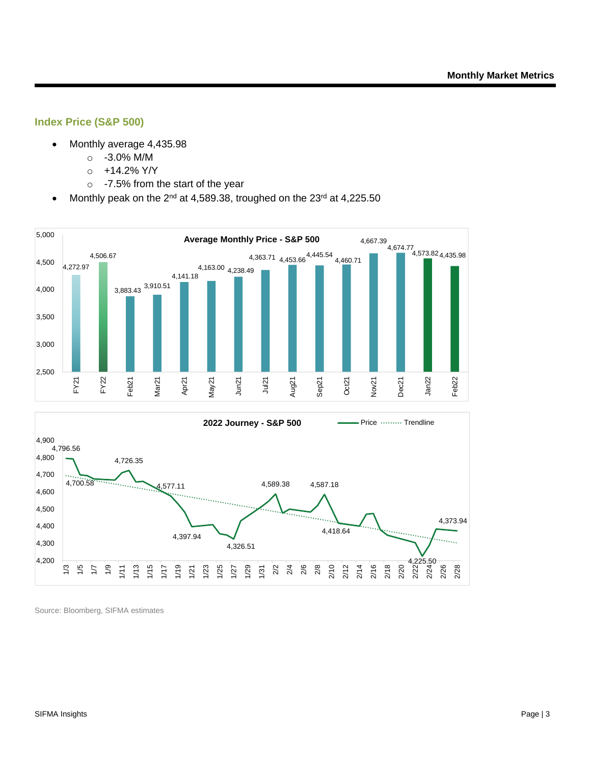## Index Price (S&P 500)

- Monthly average 4,435.98
  - -3.0% M/M
  - +14.2% Y/Y
  - -7.5% from the start of the year
- Monthly peak on the 2nd at 4,589.38, troughed on the 23rd at 4,225.50

**Average Monthly Price - S&P 500**

| Period | Price |
|---|---|
| FY21 | 4,272.97 |
| FY22 | 4,506.67 |
| Feb21 | 3,883.43 |
| Mar21 | 3,910.51 |
| Apr21 | 4,141.18 |
| May21 | 4,163.00 |
| Jun21 | 4,238.49 |
| Jul21 | 4,363.71 |
| Aug21 | 4,453.66 |
| Sep21 | 4,445.54 |
| Oct21 | 4,460.71 |
| Nov21 | 4,667.39 |
| Dec21 | 4,674.77 |
| Jan22 | 4,573.82 |
| Feb22 | 4,435.98 |

**2022 Journey - S&P 500**

Price ········ Trendline

Labeled values: 4,796.56; 4,700.58; 4,726.35; 4,577.11; 4,397.94; 4,326.51; 4,589.38; 4,587.18; 4,418.64; 4,225.50; 4,373.94

Source: Bloomberg, SIFMA estimates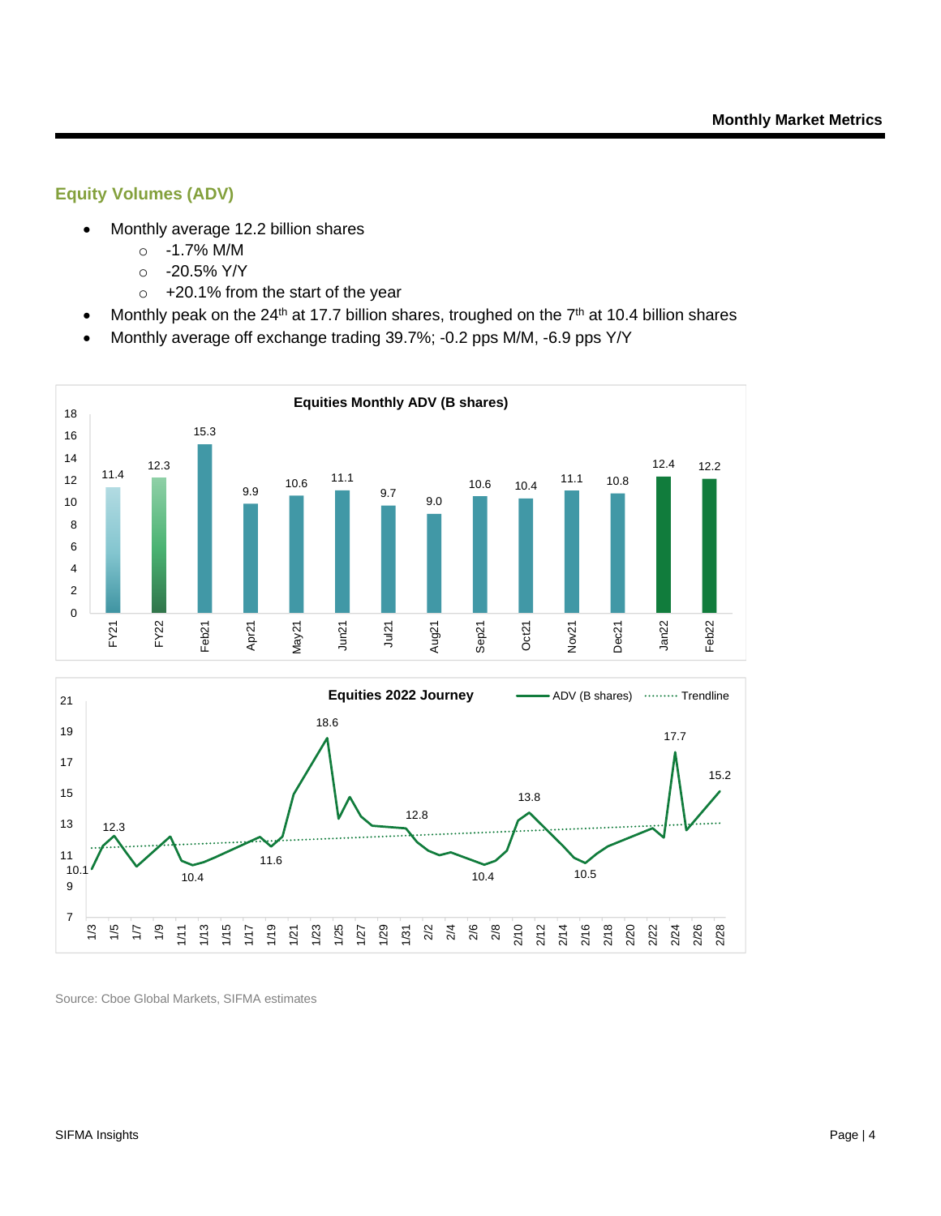## Equity Volumes (ADV)

- Monthly average 12.2 billion shares
  - -1.7% M/M
  - -20.5% Y/Y
  - +20.1% from the start of the year
- Monthly peak on the 24th at 17.7 billion shares, troughed on the 7th at 10.4 billion shares
- Monthly average off exchange trading 39.7%; -0.2 pps M/M, -6.9 pps Y/Y

**Equities Monthly ADV (B shares)**

| FY21 | FY22 | Feb21 | Apr21 | May21 | Jun21 | Jul21 | Aug21 | Sep21 | Oct21 | Nov21 | Dec21 | Jan22 | Feb22 |
|---|---|---|---|---|---|---|---|---|---|---|---|---|---|
| 11.4 | 12.3 | 15.3 | 9.9 | 10.6 | 11.1 | 9.7 | 9.0 | 10.6 | 10.4 | 11.1 | 10.8 | 12.4 | 12.2 |

**Equities 2022 Journey**

ADV (B shares) — Trendline

Labeled points: 10.1, 12.3, 10.4, 11.6, 18.6, 12.8, 10.4, 13.8, 10.5, 17.7, 15.2

Source: Cboe Global Markets, SIFMA estimates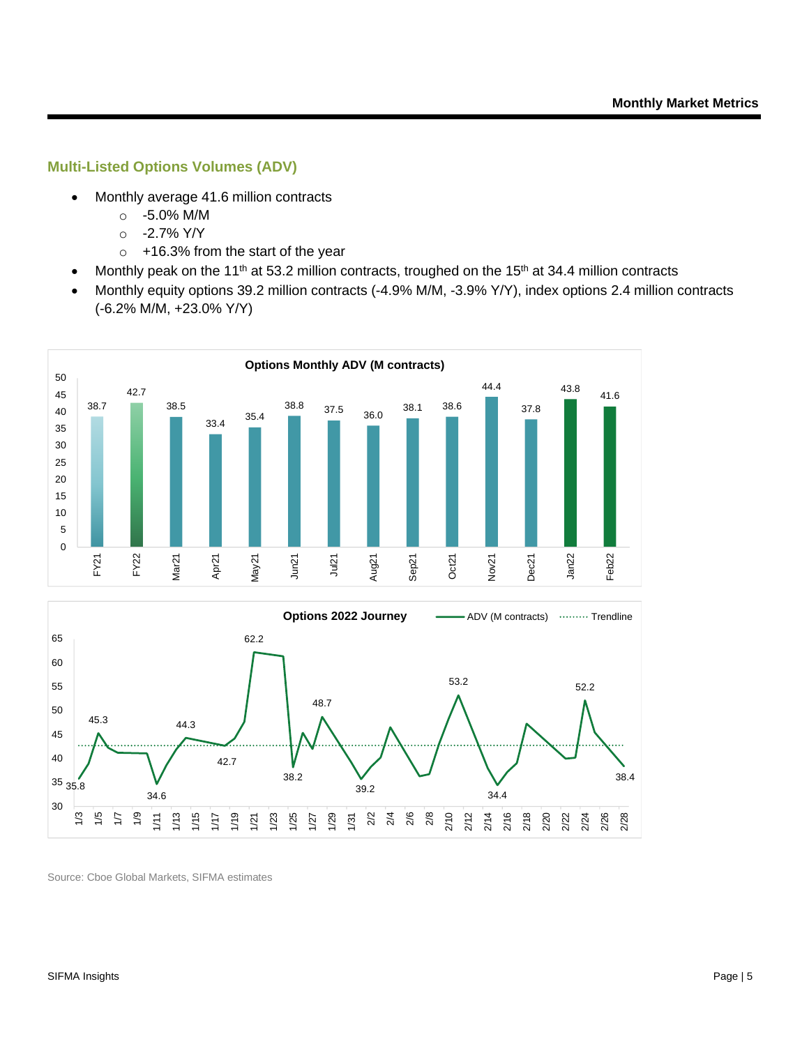## Multi-Listed Options Volumes (ADV)

- Monthly average 41.6 million contracts
  - -5.0% M/M
  - -2.7% Y/Y
  - +16.3% from the start of the year
- Monthly peak on the 11th at 53.2 million contracts, troughed on the 15th at 34.4 million contracts
- Monthly equity options 39.2 million contracts (-4.9% M/M, -3.9% Y/Y), index options 2.4 million contracts (-6.2% M/M, +23.0% Y/Y)

**Options Monthly ADV (M contracts)**

| FY21 | FY22 | Mar21 | Apr21 | May21 | Jun21 | Jul21 | Aug21 | Sep21 | Oct21 | Nov21 | Dec21 | Jan22 | Feb22 |
|---|---|---|---|---|---|---|---|---|---|---|---|---|---|
| 38.7 | 42.7 | 38.5 | 33.4 | 35.4 | 38.8 | 37.5 | 36.0 | 38.1 | 38.6 | 44.4 | 37.8 | 43.8 | 41.6 |

**Options 2022 Journey**

ADV (M contracts) / Trendline

Labeled points: 35.8, 45.3, 34.6, 44.3, 42.7, 62.2, 38.2, 48.7, 39.2, 53.2, 34.4, 52.2, 38.4

Source: Cboe Global Markets, SIFMA estimates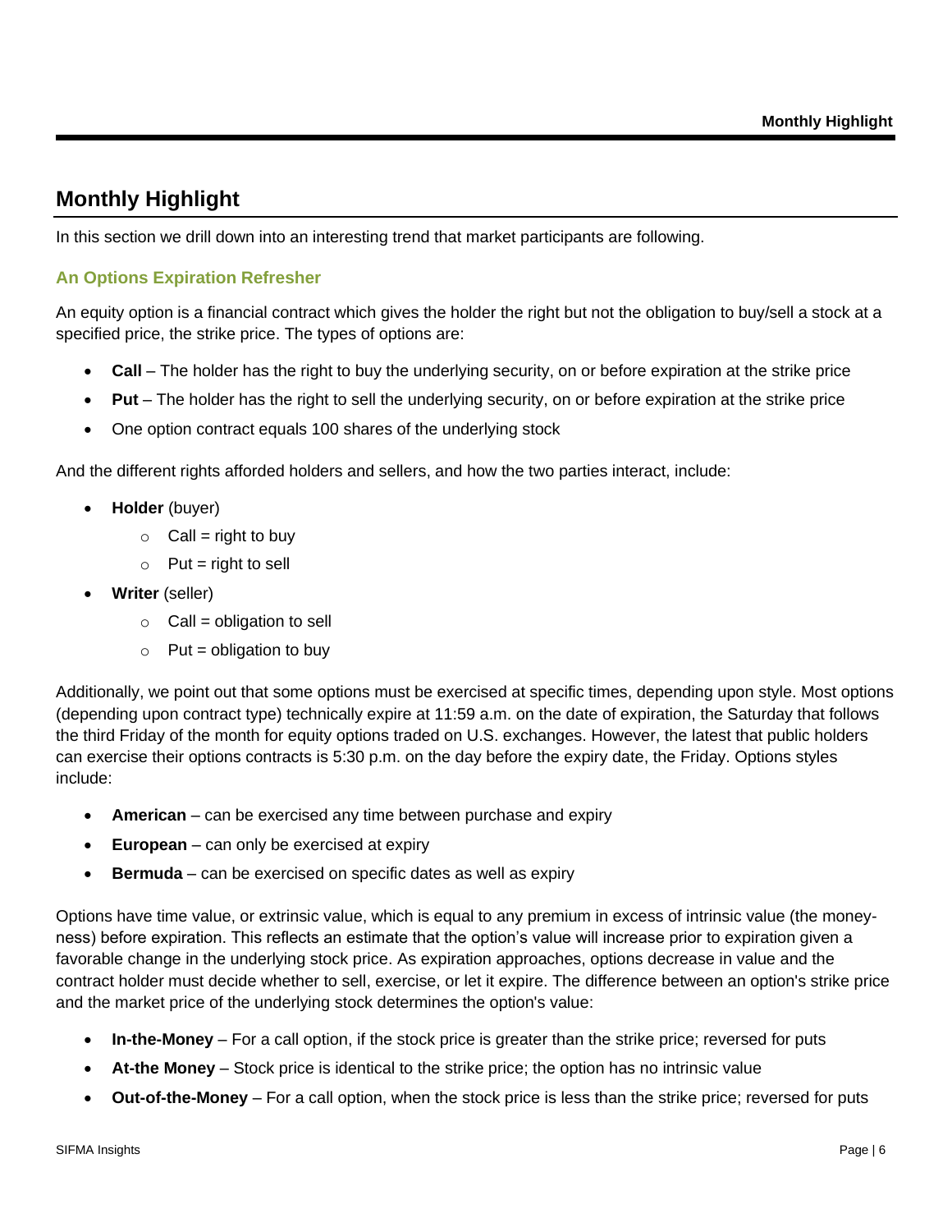## Monthly Highlight

In this section we drill down into an interesting trend that market participants are following.

### An Options Expiration Refresher

An equity option is a financial contract which gives the holder the right but not the obligation to buy/sell a stock at a specified price, the strike price. The types of options are:

- **Call** – The holder has the right to buy the underlying security, on or before expiration at the strike price
- **Put** – The holder has the right to sell the underlying security, on or before expiration at the strike price
- One option contract equals 100 shares of the underlying stock

And the different rights afforded holders and sellers, and how the two parties interact, include:

- **Holder** (buyer)
  - Call = right to buy
  - Put = right to sell
- **Writer** (seller)
  - Call = obligation to sell
  - Put = obligation to buy

Additionally, we point out that some options must be exercised at specific times, depending upon style. Most options (depending upon contract type) technically expire at 11:59 a.m. on the date of expiration, the Saturday that follows the third Friday of the month for equity options traded on U.S. exchanges. However, the latest that public holders can exercise their options contracts is 5:30 p.m. on the day before the expiry date, the Friday. Options styles include:

- **American** – can be exercised any time between purchase and expiry
- **European** – can only be exercised at expiry
- **Bermuda** – can be exercised on specific dates as well as expiry

Options have time value, or extrinsic value, which is equal to any premium in excess of intrinsic value (the money-ness) before expiration. This reflects an estimate that the option's value will increase prior to expiration given a favorable change in the underlying stock price. As expiration approaches, options decrease in value and the contract holder must decide whether to sell, exercise, or let it expire. The difference between an option's strike price and the market price of the underlying stock determines the option's value:

- **In-the-Money** – For a call option, if the stock price is greater than the strike price; reversed for puts
- **At-the Money** – Stock price is identical to the strike price; the option has no intrinsic value
- **Out-of-the-Money** – For a call option, when the stock price is less than the strike price; reversed for puts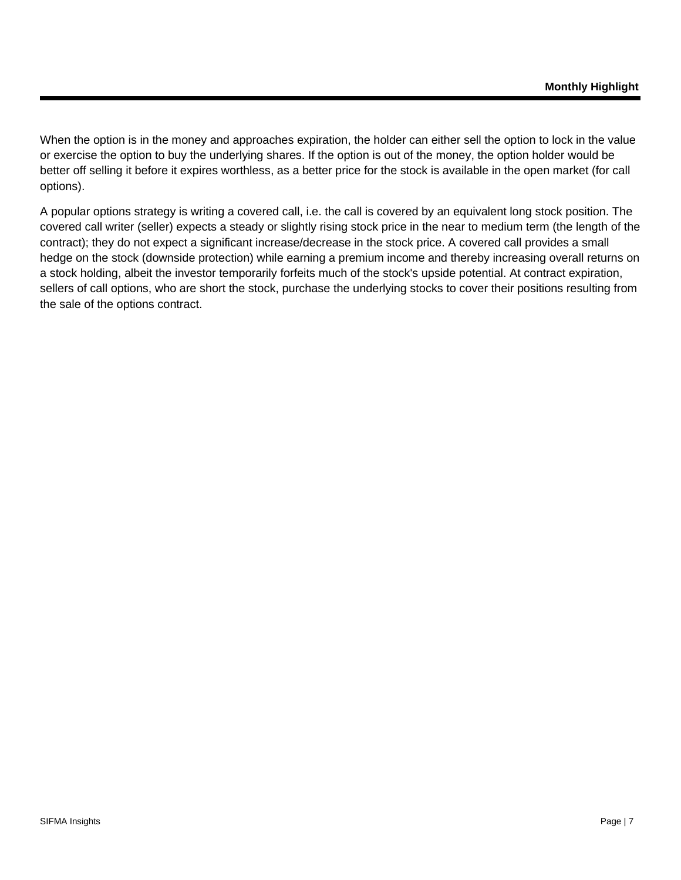When the option is in the money and approaches expiration, the holder can either sell the option to lock in the value or exercise the option to buy the underlying shares. If the option is out of the money, the option holder would be better off selling it before it expires worthless, as a better price for the stock is available in the open market (for call options).

A popular options strategy is writing a covered call, i.e. the call is covered by an equivalent long stock position. The covered call writer (seller) expects a steady or slightly rising stock price in the near to medium term (the length of the contract); they do not expect a significant increase/decrease in the stock price. A covered call provides a small hedge on the stock (downside protection) while earning a premium income and thereby increasing overall returns on a stock holding, albeit the investor temporarily forfeits much of the stock's upside potential. At contract expiration, sellers of call options, who are short the stock, purchase the underlying stocks to cover their positions resulting from the sale of the options contract.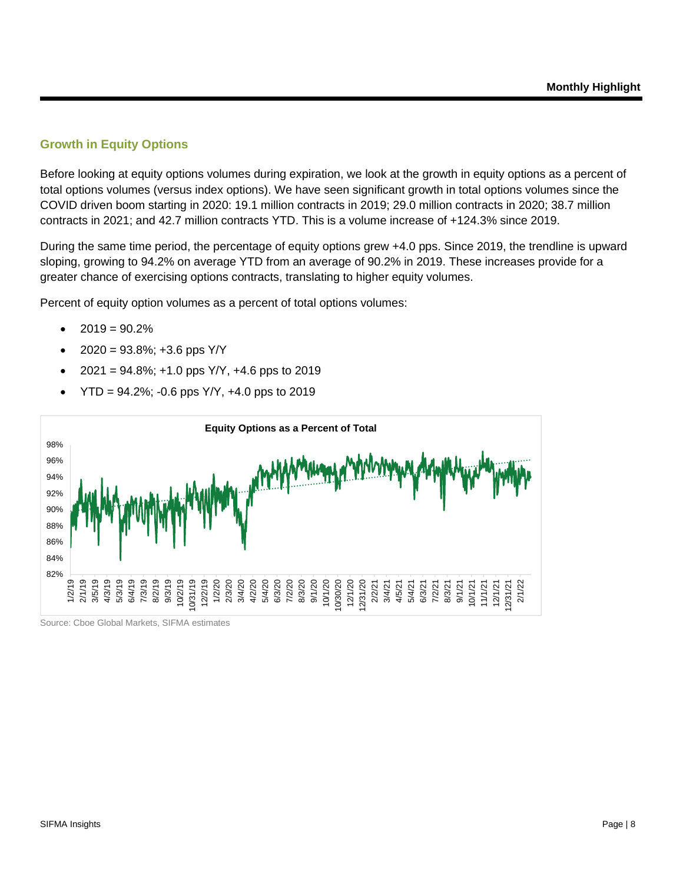## Growth in Equity Options

Before looking at equity options volumes during expiration, we look at the growth in equity options as a percent of total options volumes (versus index options). We have seen significant growth in total options volumes since the COVID driven boom starting in 2020: 19.1 million contracts in 2019; 29.0 million contracts in 2020; 38.7 million contracts in 2021; and 42.7 million contracts YTD. This is a volume increase of +124.3% since 2019.

During the same time period, the percentage of equity options grew +4.0 pps. Since 2019, the trendline is upward sloping, growing to 94.2% on average YTD from an average of 90.2% in 2019. These increases provide for a greater chance of exercising options contracts, translating to higher equity volumes.

Percent of equity option volumes as a percent of total options volumes:

- 2019 = 90.2%
- 2020 = 93.8%; +3.6 pps Y/Y
- 2021 = 94.8%; +1.0 pps Y/Y, +4.6 pps to 2019
- YTD = 94.2%; -0.6 pps Y/Y, +4.0 pps to 2019

**Equity Options as a Percent of Total**

Source: Cboe Global Markets, SIFMA estimates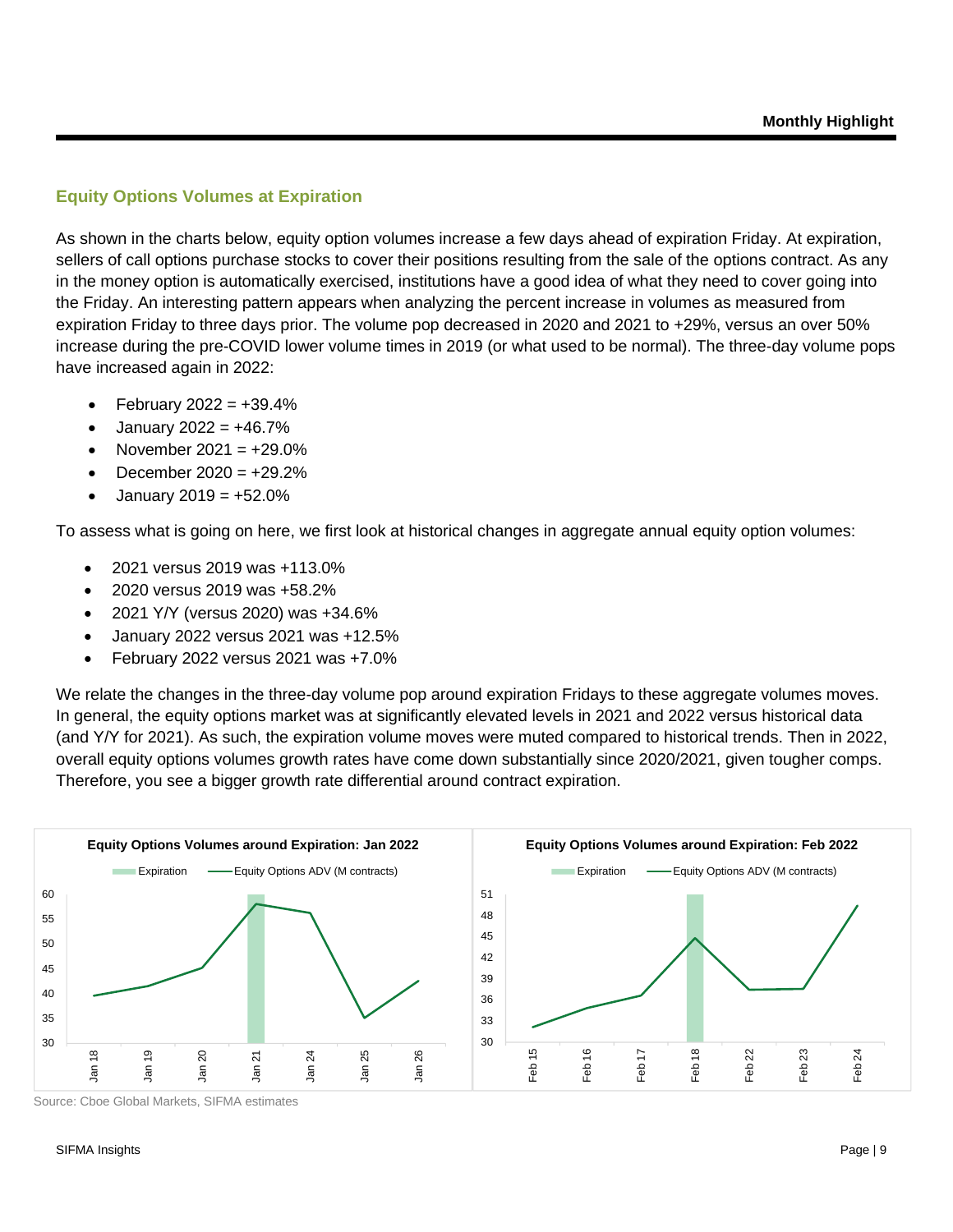## Equity Options Volumes at Expiration

As shown in the charts below, equity option volumes increase a few days ahead of expiration Friday. At expiration, sellers of call options purchase stocks to cover their positions resulting from the sale of the options contract. As any in the money option is automatically exercised, institutions have a good idea of what they need to cover going into the Friday. An interesting pattern appears when analyzing the percent increase in volumes as measured from expiration Friday to three days prior. The volume pop decreased in 2020 and 2021 to +29%, versus an over 50% increase during the pre-COVID lower volume times in 2019 (or what used to be normal). The three-day volume pops have increased again in 2022:

- February 2022 = +39.4%
- January 2022 = +46.7%
- November 2021 = +29.0%
- December 2020 = +29.2%
- January 2019 = +52.0%

To assess what is going on here, we first look at historical changes in aggregate annual equity option volumes:

- 2021 versus 2019 was +113.0%
- 2020 versus 2019 was +58.2%
- 2021 Y/Y (versus 2020) was +34.6%
- January 2022 versus 2021 was +12.5%
- February 2022 versus 2021 was +7.0%

We relate the changes in the three-day volume pop around expiration Fridays to these aggregate volumes moves. In general, the equity options market was at significantly elevated levels in 2021 and 2022 versus historical data (and Y/Y for 2021). As such, the expiration volume moves were muted compared to historical trends. Then in 2022, overall equity options volumes growth rates have come down substantially since 2020/2021, given tougher comps. Therefore, you see a bigger growth rate differential around contract expiration.

**Equity Options Volumes around Expiration: Jan 2022**

**Equity Options Volumes around Expiration: Feb 2022**

Source: Cboe Global Markets, SIFMA estimates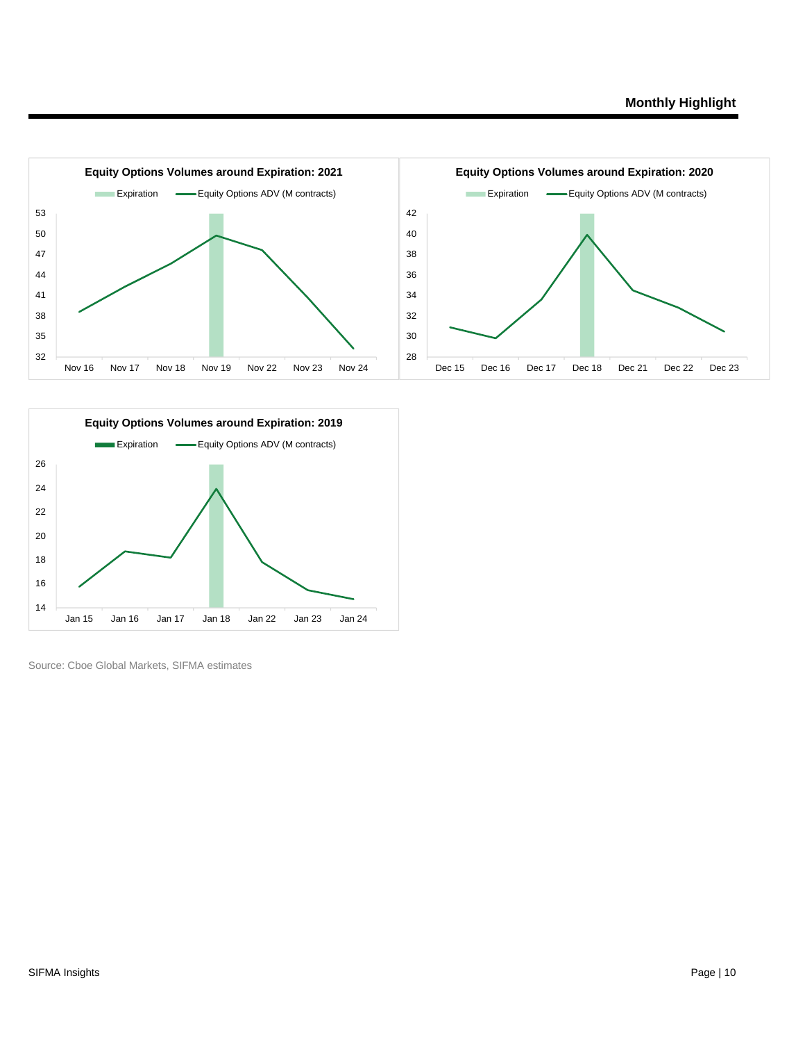**Equity Options Volumes around Expiration: 2021**

Expiration | Equity Options ADV (M contracts)

Nov 16, Nov 17, Nov 18, Nov 19, Nov 22, Nov 23, Nov 24

**Equity Options Volumes around Expiration: 2020**

Expiration | Equity Options ADV (M contracts)

Dec 15, Dec 16, Dec 17, Dec 18, Dec 21, Dec 22, Dec 23

**Equity Options Volumes around Expiration: 2019**

Expiration | Equity Options ADV (M contracts)

Jan 15, Jan 16, Jan 17, Jan 18, Jan 22, Jan 23, Jan 24

Source: Cboe Global Markets, SIFMA estimates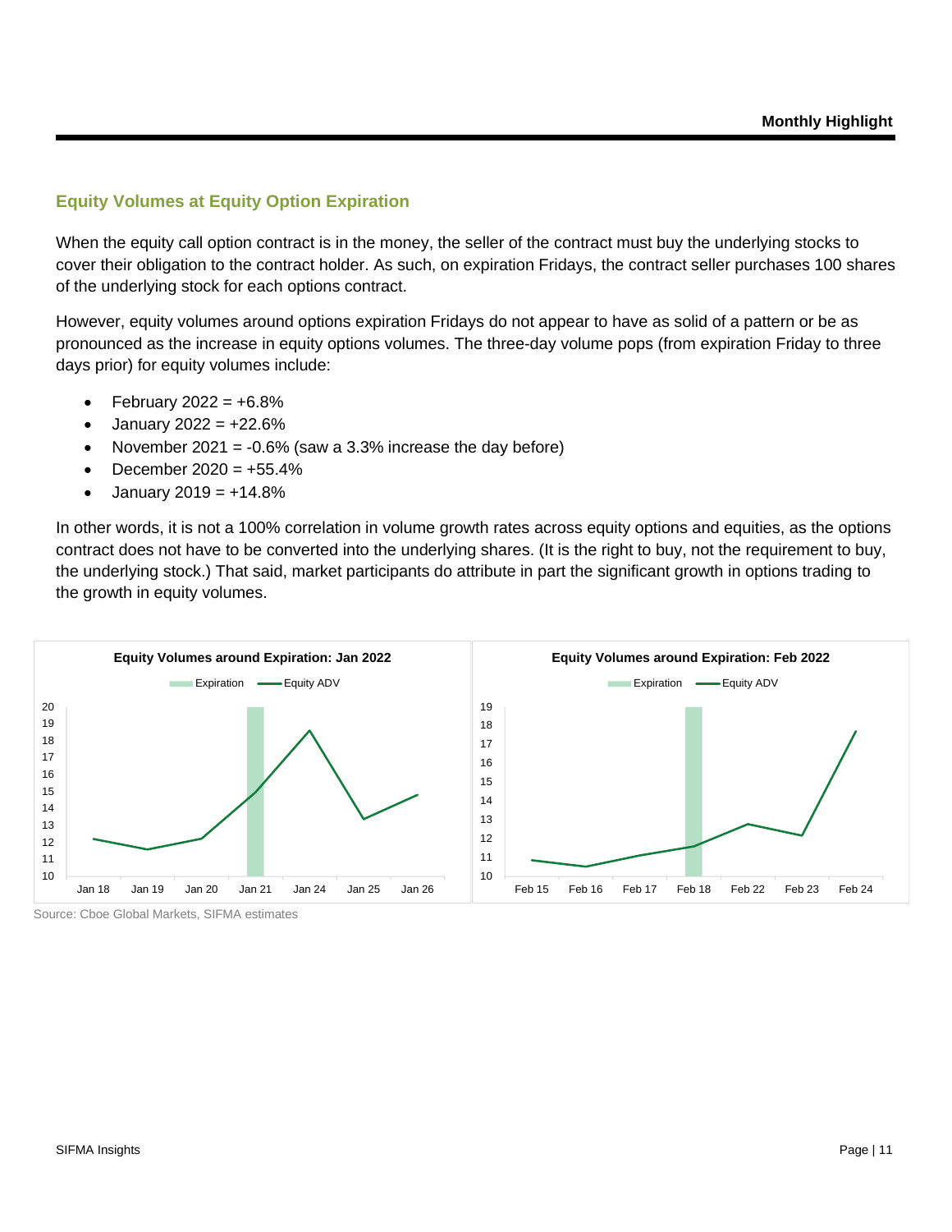## Equity Volumes at Equity Option Expiration

When the equity call option contract is in the money, the seller of the contract must buy the underlying stocks to cover their obligation to the contract holder. As such, on expiration Fridays, the contract seller purchases 100 shares of the underlying stock for each options contract.

However, equity volumes around options expiration Fridays do not appear to have as solid of a pattern or be as pronounced as the increase in equity options volumes. The three-day volume pops (from expiration Friday to three days prior) for equity volumes include:

- February 2022 = +6.8%
- January 2022 = +22.6%
- November 2021 = -0.6% (saw a 3.3% increase the day before)
- December 2020 = +55.4%
- January 2019 = +14.8%

In other words, it is not a 100% correlation in volume growth rates across equity options and equities, as the options contract does not have to be converted into the underlying shares. (It is the right to buy, not the requirement to buy, the underlying stock.) That said, market participants do attribute in part the significant growth in options trading to the growth in equity volumes.

**Equity Volumes around Expiration: Jan 2022**

**Equity Volumes around Expiration: Feb 2022**

Source: Cboe Global Markets, SIFMA estimates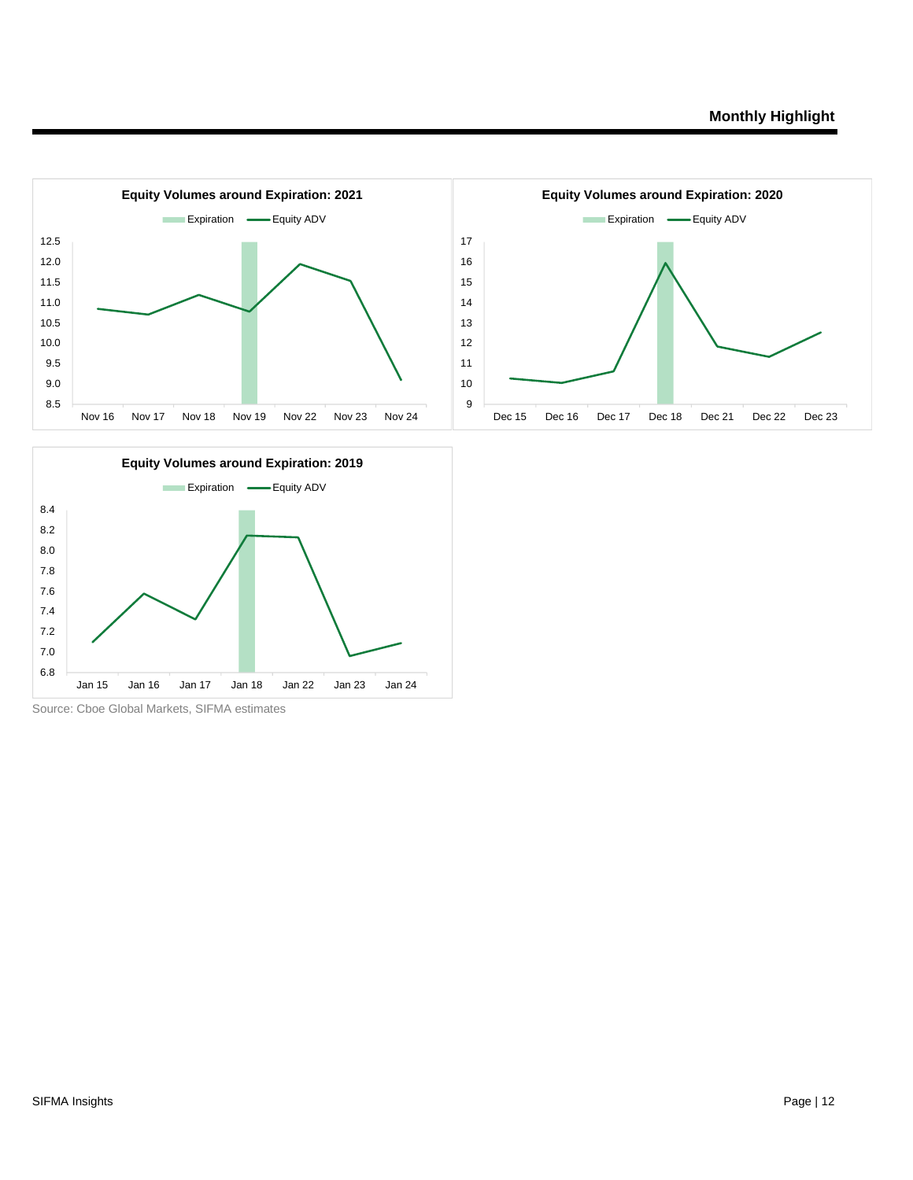**Equity Volumes around Expiration: 2021**

**Equity Volumes around Expiration: 2020**

**Equity Volumes around Expiration: 2019**

Source: Cboe Global Markets, SIFMA estimates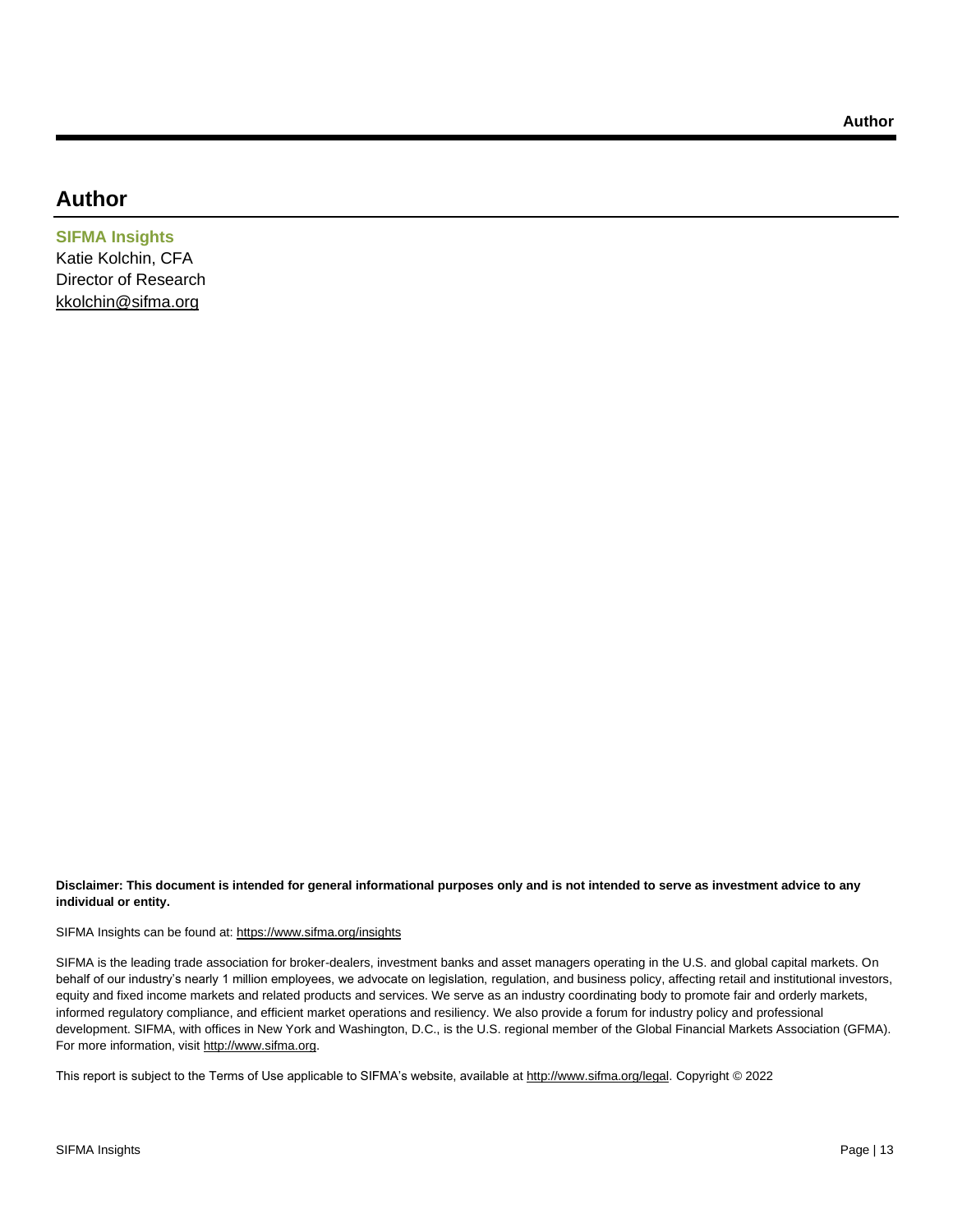# Author

**SIFMA Insights**
Katie Kolchin, CFA
Director of Research
kkolchin@sifma.org

**Disclaimer: This document is intended for general informational purposes only and is not intended to serve as investment advice to any individual or entity.**

SIFMA Insights can be found at: https://www.sifma.org/insights

SIFMA is the leading trade association for broker-dealers, investment banks and asset managers operating in the U.S. and global capital markets. On behalf of our industry's nearly 1 million employees, we advocate on legislation, regulation, and business policy, affecting retail and institutional investors, equity and fixed income markets and related products and services. We serve as an industry coordinating body to promote fair and orderly markets, informed regulatory compliance, and efficient market operations and resiliency. We also provide a forum for industry policy and professional development. SIFMA, with offices in New York and Washington, D.C., is the U.S. regional member of the Global Financial Markets Association (GFMA). For more information, visit http://www.sifma.org.

This report is subject to the Terms of Use applicable to SIFMA's website, available at http://www.sifma.org/legal. Copyright © 2022